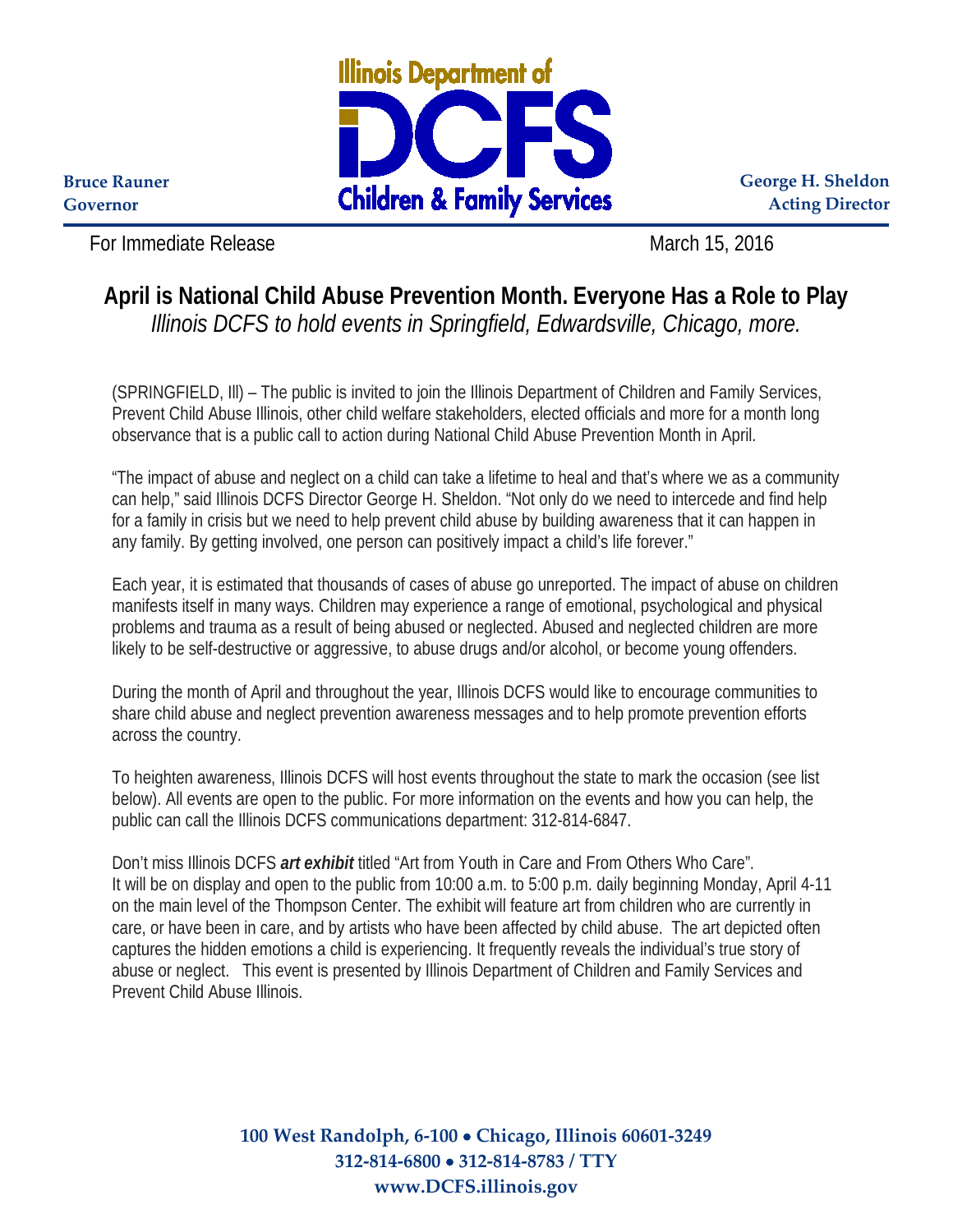Illinois Department of DCFS Children & Family Services

Bruce Rauner
Governor

George H. Sheldon
Acting Director

For Immediate Release March 15, 2016

# April is National Child Abuse Prevention Month. Everyone Has a Role to Play

*Illinois DCFS to hold events in Springfield, Edwardsville, Chicago, more.*

(SPRINGFIELD, Ill) – The public is invited to join the Illinois Department of Children and Family Services, Prevent Child Abuse Illinois, other child welfare stakeholders, elected officials and more for a month long observance that is a public call to action during National Child Abuse Prevention Month in April.

"The impact of abuse and neglect on a child can take a lifetime to heal and that's where we as a community can help," said Illinois DCFS Director George H. Sheldon. "Not only do we need to intercede and find help for a family in crisis but we need to help prevent child abuse by building awareness that it can happen in any family. By getting involved, one person can positively impact a child's life forever."

Each year, it is estimated that thousands of cases of abuse go unreported. The impact of abuse on children manifests itself in many ways. Children may experience a range of emotional, psychological and physical problems and trauma as a result of being abused or neglected. Abused and neglected children are more likely to be self-destructive or aggressive, to abuse drugs and/or alcohol, or become young offenders.

During the month of April and throughout the year, Illinois DCFS would like to encourage communities to share child abuse and neglect prevention awareness messages and to help promote prevention efforts across the country.

To heighten awareness, Illinois DCFS will host events throughout the state to mark the occasion (see list below). All events are open to the public. For more information on the events and how you can help, the public can call the Illinois DCFS communications department: 312-814-6847.

Don't miss Illinois DCFS ***art exhibit*** titled "Art from Youth in Care and From Others Who Care". It will be on display and open to the public from 10:00 a.m. to 5:00 p.m. daily beginning Monday, April 4-11 on the main level of the Thompson Center. The exhibit will feature art from children who are currently in care, or have been in care, and by artists who have been affected by child abuse. The art depicted often captures the hidden emotions a child is experiencing. It frequently reveals the individual's true story of abuse or neglect. This event is presented by Illinois Department of Children and Family Services and Prevent Child Abuse Illinois.

**100 West Randolph, 6-100 • Chicago, Illinois 60601-3249**
**312-814-6800 • 312-814-8783 / TTY**
**www.DCFS.illinois.gov**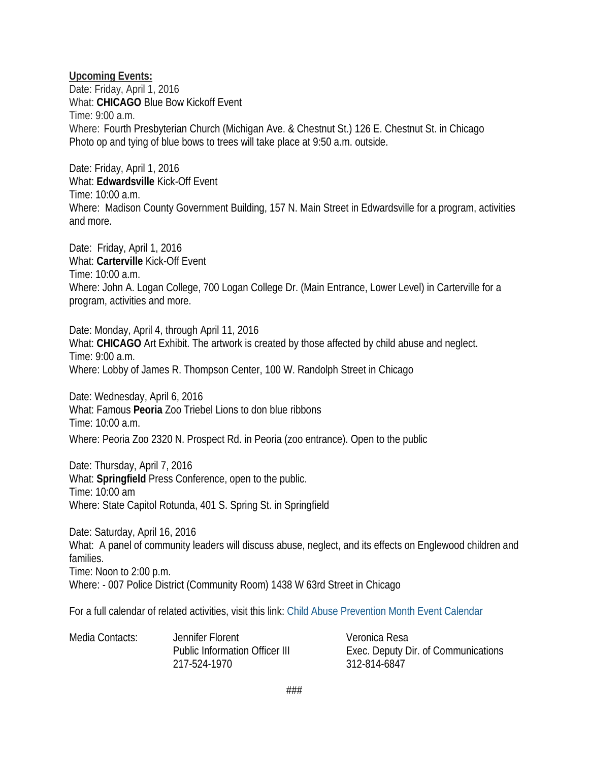**Upcoming Events:**

Date: Friday, April 1, 2016
What: **CHICAGO** Blue Bow Kickoff Event
Time: 9:00 a.m.
Where: Fourth Presbyterian Church (Michigan Ave. & Chestnut St.) 126 E. Chestnut St. in Chicago
Photo op and tying of blue bows to trees will take place at 9:50 a.m. outside.

Date: Friday, April 1, 2016
What: **Edwardsville** Kick-Off Event
Time: 10:00 a.m.
Where: Madison County Government Building, 157 N. Main Street in Edwardsville for a program, activities and more.

Date: Friday, April 1, 2016
What: **Carterville** Kick-Off Event
Time: 10:00 a.m.
Where: John A. Logan College, 700 Logan College Dr. (Main Entrance, Lower Level) in Carterville for a program, activities and more.

Date: Monday, April 4, through April 11, 2016
What: **CHICAGO** Art Exhibit. The artwork is created by those affected by child abuse and neglect.
Time: 9:00 a.m.
Where: Lobby of James R. Thompson Center, 100 W. Randolph Street in Chicago

Date: Wednesday, April 6, 2016
What: Famous **Peoria** Zoo Triebel Lions to don blue ribbons
Time: 10:00 a.m.
Where: Peoria Zoo 2320 N. Prospect Rd. in Peoria (zoo entrance). Open to the public

Date: Thursday, April 7, 2016
What: **Springfield** Press Conference, open to the public.
Time: 10:00 am
Where: State Capitol Rotunda, 401 S. Spring St. in Springfield

Date: Saturday, April 16, 2016
What: A panel of community leaders will discuss abuse, neglect, and its effects on Englewood children and families.
Time: Noon to 2:00 p.m.
Where: - 007 Police District (Community Room) 1438 W 63rd Street in Chicago

For a full calendar of related activities, visit this link: Child Abuse Prevention Month Event Calendar

| | | |
|---|---|---|
| Media Contacts: | Jennifer Florent | Veronica Resa |
| | Public Information Officer III | Exec. Deputy Dir. of Communications |
| | 217-524-1970 | 312-814-6847 |

###